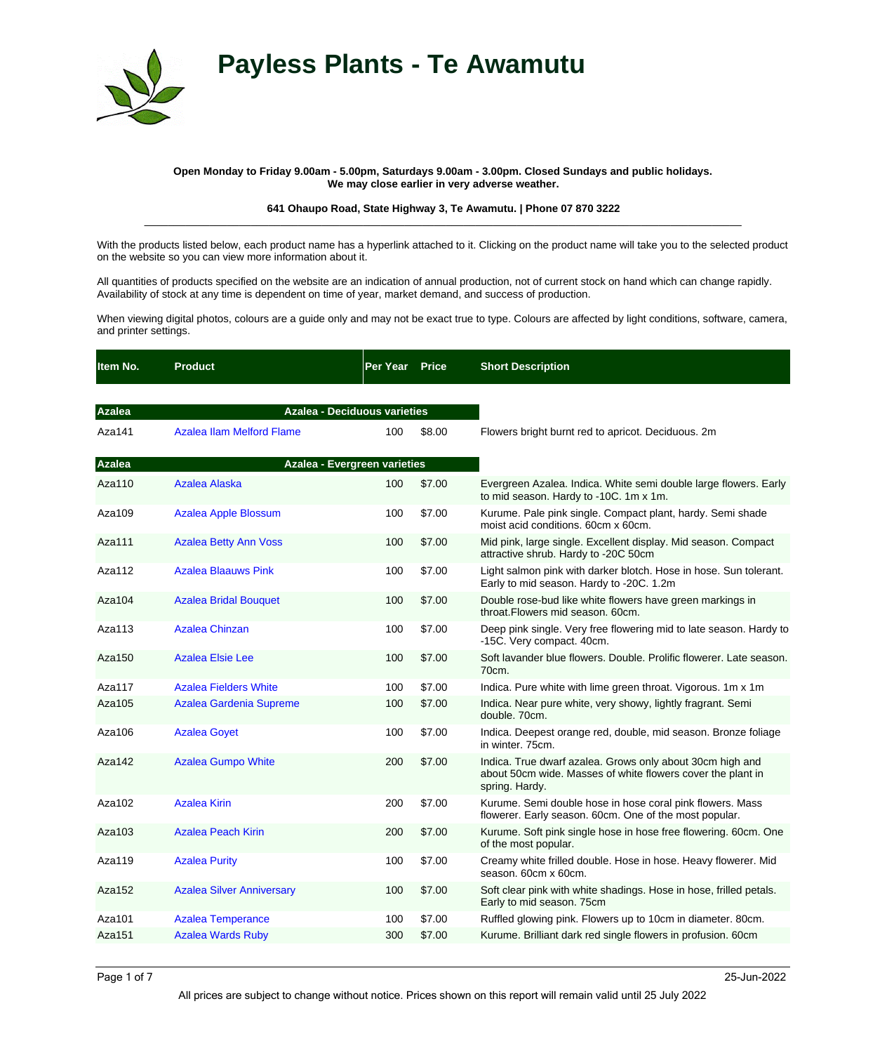# Payless Plants - Te Awamutu

**Open Monday to Friday 9.00am - 5.00pm, Saturdays 9.00am - 3.00pm. Closed Sundays and public holidays.**
**We may close earlier in very adverse weather.**

**641 Ohaupo Road, State Highway 3, Te Awamutu. | Phone 07 870 3222**

---

With the products listed below, each product name has a hyperlink attached to it. Clicking on the product name will take you to the selected product on the website so you can view more information about it.

All quantities of products specified on the website are an indication of annual production, not of current stock on hand which can change rapidly. Availability of stock at any time is dependent on time of year, market demand, and success of production.

When viewing digital photos, colours are a guide only and may not be exact true to type. Colours are affected by light conditions, software, camera, and printer settings.

| Item No. | Product | Per Year | Price | Short Description |
|---|---|---|---|---|
| **Azalea** | **Azalea - Deciduous varieties** | | | |
| Aza141 | Azalea Ilam Melford Flame | 100 | $8.00 | Flowers bright burnt red to apricot. Deciduous. 2m |
| **Azalea** | **Azalea - Evergreen varieties** | | | |
| Aza110 | Azalea Alaska | 100 | $7.00 | Evergreen Azalea. Indica. White semi double large flowers. Early to mid season. Hardy to -10C. 1m x 1m. |
| Aza109 | Azalea Apple Blossum | 100 | $7.00 | Kurume. Pale pink single. Compact plant, hardy. Semi shade moist acid conditions. 60cm x 60cm. |
| Aza111 | Azalea Betty Ann Voss | 100 | $7.00 | Mid pink, large single. Excellent display. Mid season. Compact attractive shrub. Hardy to -20C 50cm |
| Aza112 | Azalea Blaauws Pink | 100 | $7.00 | Light salmon pink with darker blotch. Hose in hose. Sun tolerant. Early to mid season. Hardy to -20C. 1.2m |
| Aza104 | Azalea Bridal Bouquet | 100 | $7.00 | Double rose-bud like white flowers have green markings in throat.Flowers mid season. 60cm. |
| Aza113 | Azalea Chinzan | 100 | $7.00 | Deep pink single. Very free flowering mid to late season. Hardy to -15C. Very compact. 40cm. |
| Aza150 | Azalea Elsie Lee | 100 | $7.00 | Soft lavander blue flowers. Double. Prolific flowerer. Late season. 70cm. |
| Aza117 | Azalea Fielders White | 100 | $7.00 | Indica. Pure white with lime green throat. Vigorous. 1m x 1m |
| Aza105 | Azalea Gardenia Supreme | 100 | $7.00 | Indica. Near pure white, very showy, lightly fragrant. Semi double. 70cm. |
| Aza106 | Azalea Goyet | 100 | $7.00 | Indica. Deepest orange red, double, mid season. Bronze foliage in winter. 75cm. |
| Aza142 | Azalea Gumpo White | 200 | $7.00 | Indica. True dwarf azalea. Grows only about 30cm high and about 50cm wide. Masses of white flowers cover the plant in spring. Hardy. |
| Aza102 | Azalea Kirin | 200 | $7.00 | Kurume. Semi double hose in hose coral pink flowers. Mass flowerer. Early season. 60cm. One of the most popular. |
| Aza103 | Azalea Peach Kirin | 200 | $7.00 | Kurume. Soft pink single hose in hose free flowering. 60cm. One of the most popular. |
| Aza119 | Azalea Purity | 100 | $7.00 | Creamy white frilled double. Hose in hose. Heavy flowerer. Mid season. 60cm x 60cm. |
| Aza152 | Azalea Silver Anniversary | 100 | $7.00 | Soft clear pink with white shadings. Hose in hose, frilled petals. Early to mid season. 75cm |
| Aza101 | Azalea Temperance | 100 | $7.00 | Ruffled glowing pink. Flowers up to 10cm in diameter. 80cm. |
| Aza151 | Azalea Wards Ruby | 300 | $7.00 | Kurume. Brilliant dark red single flowers in profusion. 60cm |

25-Jun-2022

All prices are subject to change without notice. Prices shown on this report will remain valid until 25 July 2022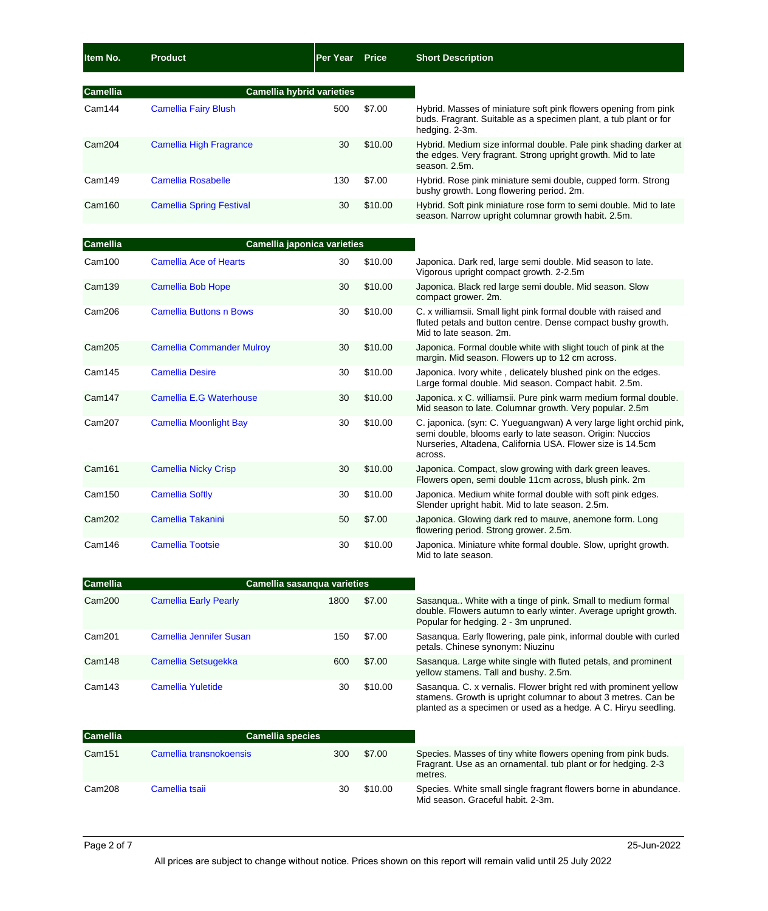| Item No. | Product | Per Year | Price | Short Description |
|---|---|---|---|---|
| **Camellia** | **Camellia hybrid varieties** | | | |
| Cam144 | Camellia Fairy Blush | 500 | $7.00 | Hybrid. Masses of miniature soft pink flowers opening from pink buds. Fragrant. Suitable as a specimen plant, a tub plant or for hedging. 2-3m. |
| Cam204 | Camellia High Fragrance | 30 | $10.00 | Hybrid. Medium size informal double. Pale pink shading darker at the edges. Very fragrant. Strong upright growth. Mid to late season. 2.5m. |
| Cam149 | Camellia Rosabelle | 130 | $7.00 | Hybrid. Rose pink miniature semi double, cupped form. Strong bushy growth. Long flowering period. 2m. |
| Cam160 | Camellia Spring Festival | 30 | $10.00 | Hybrid. Soft pink miniature rose form to semi double. Mid to late season. Narrow upright columnar growth habit. 2.5m. |
| **Camellia** | **Camellia japonica varieties** | | | |
| Cam100 | Camellia Ace of Hearts | 30 | $10.00 | Japonica. Dark red, large semi double. Mid season to late. Vigorous upright compact growth. 2-2.5m |
| Cam139 | Camellia Bob Hope | 30 | $10.00 | Japonica. Black red large semi double. Mid season. Slow compact grower. 2m. |
| Cam206 | Camellia Buttons n Bows | 30 | $10.00 | C. x williamsii. Small light pink formal double with raised and fluted petals and button centre. Dense compact bushy growth. Mid to late season. 2m. |
| Cam205 | Camellia Commander Mulroy | 30 | $10.00 | Japonica. Formal double white with slight touch of pink at the margin. Mid season. Flowers up to 12 cm across. |
| Cam145 | Camellia Desire | 30 | $10.00 | Japonica. Ivory white , delicately blushed pink on the edges. Large formal double. Mid season. Compact habit. 2.5m. |
| Cam147 | Camellia E.G Waterhouse | 30 | $10.00 | Japonica. x C. williamsii. Pure pink warm medium formal double. Mid season to late. Columnar growth. Very popular. 2.5m |
| Cam207 | Camellia Moonlight Bay | 30 | $10.00 | C. japonica. (syn: C. Yueguangwan) A very large light orchid pink, semi double, blooms early to late season. Origin: Nuccios Nurseries, Altadena, California USA. Flower size is 14.5cm across. |
| Cam161 | Camellia Nicky Crisp | 30 | $10.00 | Japonica. Compact, slow growing with dark green leaves. Flowers open, semi double 11cm across, blush pink. 2m |
| Cam150 | Camellia Softly | 30 | $10.00 | Japonica. Medium white formal double with soft pink edges. Slender upright habit. Mid to late season. 2.5m. |
| Cam202 | Camellia Takanini | 50 | $7.00 | Japonica. Glowing dark red to mauve, anemone form. Long flowering period. Strong grower. 2.5m. |
| Cam146 | Camellia Tootsie | 30 | $10.00 | Japonica. Miniature white formal double. Slow, upright growth. Mid to late season. |
| **Camellia** | **Camellia sasanqua varieties** | | | |
| Cam200 | Camellia Early Pearly | 1800 | $7.00 | Sasanqua.. White with a tinge of pink. Small to medium formal double. Flowers autumn to early winter. Average upright growth. Popular for hedging. 2 - 3m unpruned. |
| Cam201 | Camellia Jennifer Susan | 150 | $7.00 | Sasanqua. Early flowering, pale pink, informal double with curled petals. Chinese synonym: Niuzinu |
| Cam148 | Camellia Setsugekka | 600 | $7.00 | Sasanqua. Large white single with fluted petals, and prominent yellow stamens. Tall and bushy. 2.5m. |
| Cam143 | Camellia Yuletide | 30 | $10.00 | Sasanqua. C. x vernalis. Flower bright red with prominent yellow stamens. Growth is upright columnar to about 3 metres. Can be planted as a specimen or used as a hedge. A C. Hiryu seedling. |
| **Camellia** | **Camellia species** | | | |
| Cam151 | Camellia transnokoensis | 300 | $7.00 | Species. Masses of tiny white flowers opening from pink buds. Fragrant. Use as an ornamental. tub plant or for hedging. 2-3 metres. |
| Cam208 | Camellia tsaii | 30 | $10.00 | Species. White small single fragrant flowers borne in abundance. Mid season. Graceful habit. 2-3m. |

25-Jun-2022

All prices are subject to change without notice. Prices shown on this report will remain valid until 25 July 2022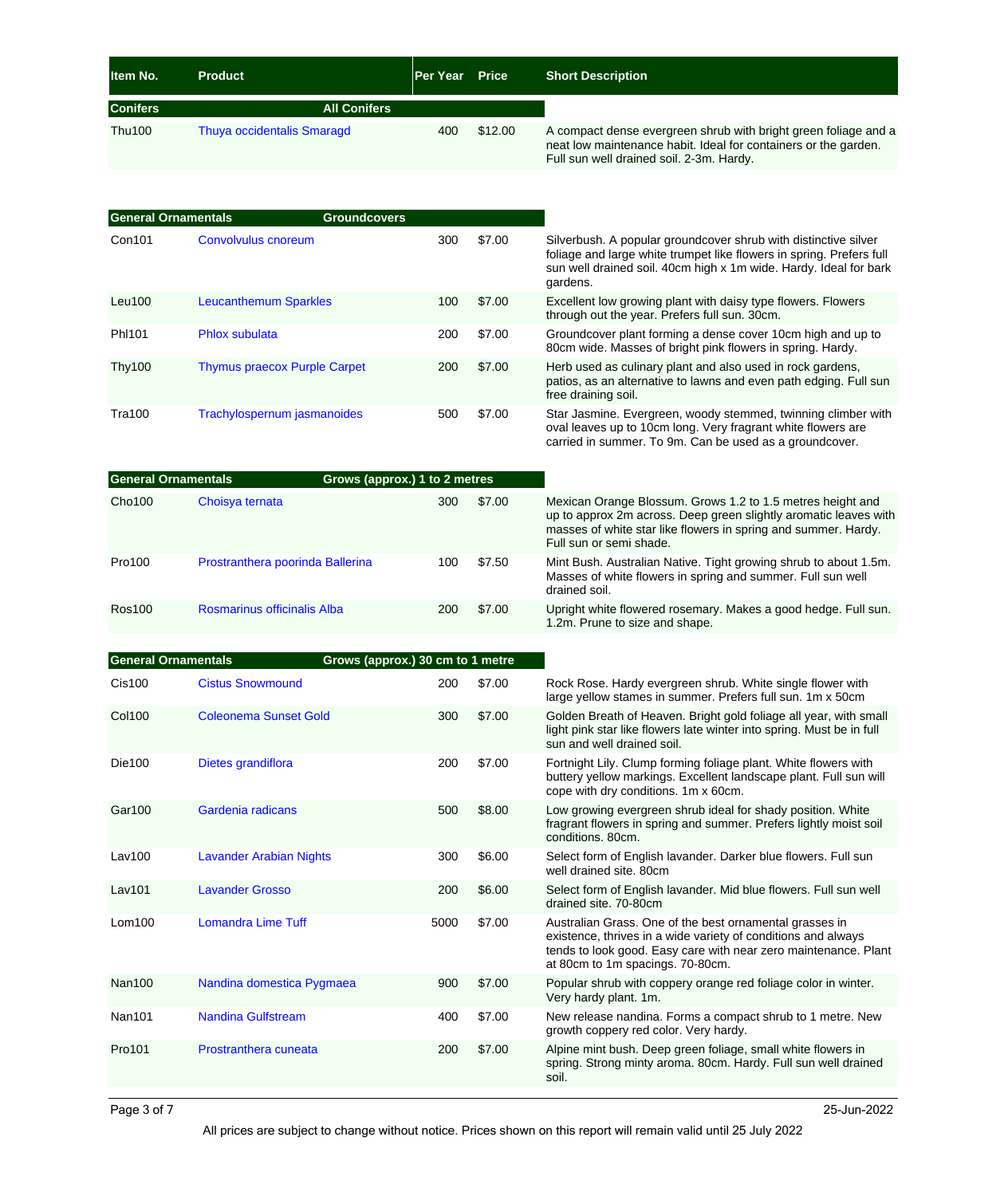| Item No. | Product | Per Year | Price | Short Description |
|---|---|---|---|---|
| **Conifers** | **All Conifers** | | | |
| Thu100 | Thuya occidentalis Smaragd | 400 | $12.00 | A compact dense evergreen shrub with bright green foliage and a neat low maintenance habit. Ideal for containers or the garden. Full sun well drained soil. 2-3m. Hardy. |
| **General Ornamentals** | **Groundcovers** | | | |
| Con101 | Convolvulus cnoreum | 300 | $7.00 | Silverbush. A popular groundcover shrub with distinctive silver foliage and large white trumpet like flowers in spring. Prefers full sun well drained soil. 40cm high x 1m wide. Hardy. Ideal for bark gardens. |
| Leu100 | Leucanthemum Sparkles | 100 | $7.00 | Excellent low growing plant with daisy type flowers. Flowers through out the year. Prefers full sun. 30cm. |
| Phl101 | Phlox subulata | 200 | $7.00 | Groundcover plant forming a dense cover 10cm high and up to 80cm wide. Masses of bright pink flowers in spring. Hardy. |
| Thy100 | Thymus praecox Purple Carpet | 200 | $7.00 | Herb used as culinary plant and also used in rock gardens, patios, as an alternative to lawns and even path edging. Full sun free draining soil. |
| Tra100 | Trachylospernum jasmanoides | 500 | $7.00 | Star Jasmine. Evergreen, woody stemmed, twinning climber with oval leaves up to 10cm long. Very fragrant white flowers are carried in summer. To 9m. Can be used as a groundcover. |
| **General Ornamentals** | **Grows (approx.) 1 to 2 metres** | | | |
| Cho100 | Choisya ternata | 300 | $7.00 | Mexican Orange Blossum. Grows 1.2 to 1.5 metres height and up to approx 2m across. Deep green slightly aromatic leaves with masses of white star like flowers in spring and summer. Hardy. Full sun or semi shade. |
| Pro100 | Prostranthera poorinda Ballerina | 100 | $7.50 | Mint Bush. Australian Native. Tight growing shrub to about 1.5m. Masses of white flowers in spring and summer. Full sun well drained soil. |
| Ros100 | Rosmarinus officinalis Alba | 200 | $7.00 | Upright white flowered rosemary. Makes a good hedge. Full sun. 1.2m. Prune to size and shape. |
| **General Ornamentals** | **Grows (approx.) 30 cm to 1 metre** | | | |
| Cis100 | Cistus Snowmound | 200 | $7.00 | Rock Rose. Hardy evergreen shrub. White single flower with large yellow stames in summer. Prefers full sun. 1m x 50cm |
| Col100 | Coleonema Sunset Gold | 300 | $7.00 | Golden Breath of Heaven. Bright gold foliage all year, with small light pink star like flowers late winter into spring. Must be in full sun and well drained soil. |
| Die100 | Dietes grandiflora | 200 | $7.00 | Fortnight Lily. Clump forming foliage plant. White flowers with buttery yellow markings. Excellent landscape plant. Full sun will cope with dry conditions. 1m x 60cm. |
| Gar100 | Gardenia radicans | 500 | $8.00 | Low growing evergreen shrub ideal for shady position. White fragrant flowers in spring and summer. Prefers lightly moist soil conditions. 80cm. |
| Lav100 | Lavander Arabian Nights | 300 | $6.00 | Select form of English lavander. Darker blue flowers. Full sun well drained site. 80cm |
| Lav101 | Lavander Grosso | 200 | $6.00 | Select form of English lavander. Mid blue flowers. Full sun well drained site. 70-80cm |
| Lom100 | Lomandra Lime Tuff | 5000 | $7.00 | Australian Grass. One of the best ornamental grasses in existence, thrives in a wide variety of conditions and always tends to look good. Easy care with near zero maintenance. Plant at 80cm to 1m spacings. 70-80cm. |
| Nan100 | Nandina domestica Pygmaea | 900 | $7.00 | Popular shrub with coppery orange red foliage color in winter. Very hardy plant. 1m. |
| Nan101 | Nandina Gulfstream | 400 | $7.00 | New release nandina. Forms a compact shrub to 1 metre. New growth coppery red color. Very hardy. |
| Pro101 | Prostranthera cuneata | 200 | $7.00 | Alpine mint bush. Deep green foliage, small white flowers in spring. Strong minty aroma. 80cm. Hardy. Full sun well drained soil. |

All prices are subject to change without notice. Prices shown on this report will remain valid until 25 July 2022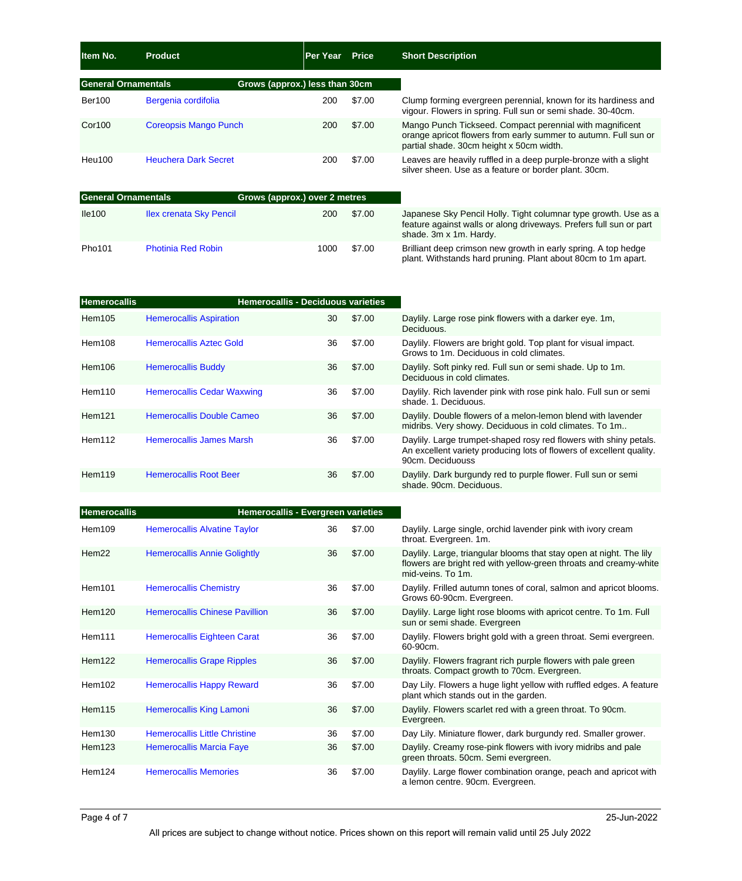| Item No. | Product | Per Year | Price | Short Description |
|---|---|---|---|---|
| **General Ornamentals** | **Grows (approx.) less than 30cm** | | | |
| Ber100 | Bergenia cordifolia | 200 | $7.00 | Clump forming evergreen perennial, known for its hardiness and vigour. Flowers in spring. Full sun or semi shade. 30-40cm. |
| Cor100 | Coreopsis Mango Punch | 200 | $7.00 | Mango Punch Tickseed. Compact perennial with magnificent orange apricot flowers from early summer to autumn. Full sun or partial shade. 30cm height x 50cm width. |
| Heu100 | Heuchera Dark Secret | 200 | $7.00 | Leaves are heavily ruffled in a deep purple-bronze with a slight silver sheen. Use as a feature or border plant. 30cm. |
| **General Ornamentals** | **Grows (approx.) over 2 metres** | | | |
| Ile100 | Ilex crenata Sky Pencil | 200 | $7.00 | Japanese Sky Pencil Holly. Tight columnar type growth. Use as a feature against walls or along driveways. Prefers full sun or part shade. 3m x 1m. Hardy. |
| Pho101 | Photinia Red Robin | 1000 | $7.00 | Brilliant deep crimson new growth in early spring. A top hedge plant. Withstands hard pruning. Plant about 80cm to 1m apart. |
| **Hemerocallis** | **Hemerocallis - Deciduous varieties** | | | |
| Hem105 | Hemerocallis Aspiration | 30 | $7.00 | Daylily. Large rose pink flowers with a darker eye. 1m, Deciduous. |
| Hem108 | Hemerocallis Aztec Gold | 36 | $7.00 | Daylily. Flowers are bright gold. Top plant for visual impact. Grows to 1m. Deciduous in cold climates. |
| Hem106 | Hemerocallis Buddy | 36 | $7.00 | Daylily. Soft pinky red. Full sun or semi shade. Up to 1m. Deciduous in cold climates. |
| Hem110 | Hemerocallis Cedar Waxwing | 36 | $7.00 | Daylily. Rich lavender pink with rose pink halo. Full sun or semi shade. 1. Deciduous. |
| Hem121 | Hemerocallis Double Cameo | 36 | $7.00 | Daylily. Double flowers of a melon-lemon blend with lavender midribs. Very showy. Deciduous in cold climates. To 1m.. |
| Hem112 | Hemerocallis James Marsh | 36 | $7.00 | Daylily. Large trumpet-shaped rosy red flowers with shiny petals. An excellent variety producing lots of flowers of excellent quality. 90cm. Deciduouss |
| Hem119 | Hemerocallis Root Beer | 36 | $7.00 | Daylily. Dark burgundy red to purple flower. Full sun or semi shade. 90cm. Deciduous. |
| **Hemerocallis** | **Hemerocallis - Evergreen varieties** | | | |
| Hem109 | Hemerocallis Alvatine Taylor | 36 | $7.00 | Daylily. Large single, orchid lavender pink with ivory cream throat. Evergreen. 1m. |
| Hem22 | Hemerocallis Annie Golightly | 36 | $7.00 | Daylily. Large, triangular blooms that stay open at night. The lily flowers are bright red with yellow-green throats and creamy-white mid-veins. To 1m. |
| Hem101 | Hemerocallis Chemistry | 36 | $7.00 | Daylily. Frilled autumn tones of coral, salmon and apricot blooms. Grows 60-90cm. Evergreen. |
| Hem120 | Hemerocallis Chinese Pavillion | 36 | $7.00 | Daylily. Large light rose blooms with apricot centre. To 1m. Full sun or semi shade. Evergreen |
| Hem111 | Hemerocallis Eighteen Carat | 36 | $7.00 | Daylily. Flowers bright gold with a green throat. Semi evergreen. 60-90cm. |
| Hem122 | Hemerocallis Grape Ripples | 36 | $7.00 | Daylily. Flowers fragrant rich purple flowers with pale green throats. Compact growth to 70cm. Evergreen. |
| Hem102 | Hemerocallis Happy Reward | 36 | $7.00 | Day Lily. Flowers a huge light yellow with ruffled edges. A feature plant which stands out in the garden. |
| Hem115 | Hemerocallis King Lamoni | 36 | $7.00 | Daylily. Flowers scarlet red with a green throat. To 90cm. Evergreen. |
| Hem130 | Hemerocallis Little Christine | 36 | $7.00 | Day Lily. Miniature flower, dark burgundy red. Smaller grower. |
| Hem123 | Hemerocallis Marcia Faye | 36 | $7.00 | Daylily. Creamy rose-pink flowers with ivory midribs and pale green throats. 50cm. Semi evergreen. |
| Hem124 | Hemerocallis Memories | 36 | $7.00 | Daylily. Large flower combination orange, peach and apricot with a lemon centre. 90cm. Evergreen. |

25-Jun-2022

All prices are subject to change without notice. Prices shown on this report will remain valid until 25 July 2022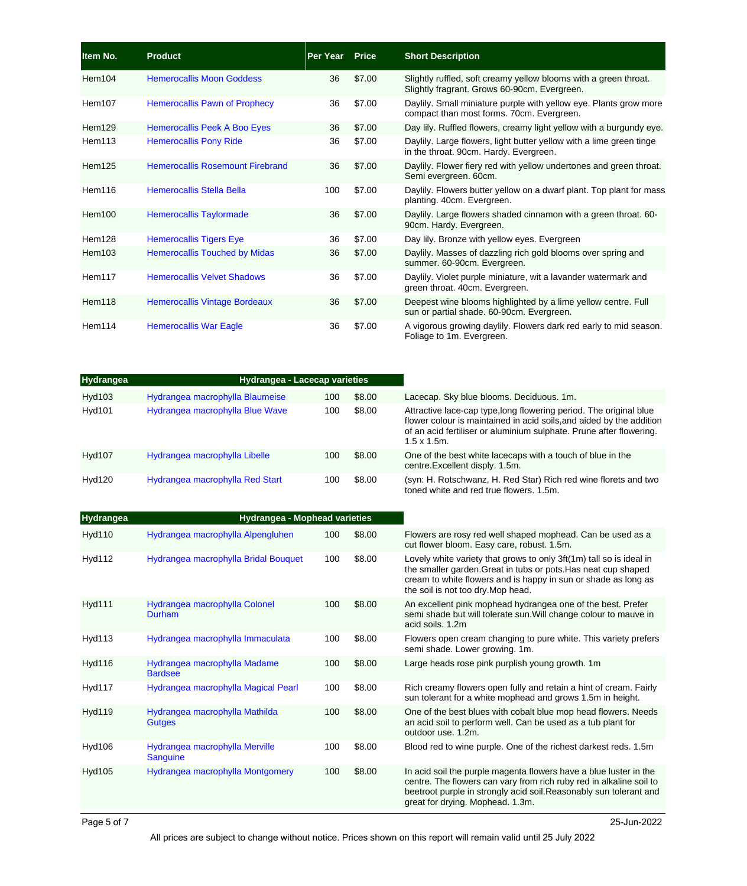| Item No. | Product | Per Year | Price | Short Description |
|---|---|---|---|---|
| Hem104 | Hemerocallis Moon Goddess | 36 | $7.00 | Slightly ruffled, soft creamy yellow blooms with a green throat. Slightly fragrant. Grows 60-90cm. Evergreen. |
| Hem107 | Hemerocallis Pawn of Prophecy | 36 | $7.00 | Daylily. Small miniature purple with yellow eye. Plants grow more compact than most forms. 70cm. Evergreen. |
| Hem129 | Hemerocallis Peek A Boo Eyes | 36 | $7.00 | Day lily. Ruffled flowers, creamy light yellow with a burgundy eye. |
| Hem113 | Hemerocallis Pony Ride | 36 | $7.00 | Daylily. Large flowers, light butter yellow with a lime green tinge in the throat. 90cm. Hardy. Evergreen. |
| Hem125 | Hemerocallis Rosemount Firebrand | 36 | $7.00 | Daylily. Flower fiery red with yellow undertones and green throat. Semi evergreen. 60cm. |
| Hem116 | Hemerocallis Stella Bella | 100 | $7.00 | Daylily. Flowers butter yellow on a dwarf plant. Top plant for mass planting. 40cm. Evergreen. |
| Hem100 | Hemerocallis Taylormade | 36 | $7.00 | Daylily. Large flowers shaded cinnamon with a green throat. 60-90cm. Hardy. Evergreen. |
| Hem128 | Hemerocallis Tigers Eye | 36 | $7.00 | Day lily. Bronze with yellow eyes. Evergreen |
| Hem103 | Hemerocallis Touched by Midas | 36 | $7.00 | Daylily. Masses of dazzling rich gold blooms over spring and summer. 60-90cm. Evergreen. |
| Hem117 | Hemerocallis Velvet Shadows | 36 | $7.00 | Daylily. Violet purple miniature, wit a lavander watermark and green throat. 40cm. Evergreen. |
| Hem118 | Hemerocallis Vintage Bordeaux | 36 | $7.00 | Deepest wine blooms highlighted by a lime yellow centre. Full sun or partial shade. 60-90cm. Evergreen. |
| Hem114 | Hemerocallis War Eagle | 36 | $7.00 | A vigorous growing daylily. Flowers dark red early to mid season. Foliage to 1m. Evergreen. |

| Hydrangea | Hydrangea - Lacecap varieties | | | |
|---|---|---|---|---|
| Hyd103 | Hydrangea macrophylla Blaumeise | 100 | $8.00 | Lacecap. Sky blue blooms. Deciduous. 1m. |
| Hyd101 | Hydrangea macrophylla Blue Wave | 100 | $8.00 | Attractive lace-cap type,long flowering period. The original blue flower colour is maintained in acid soils,and aided by the addition of an acid fertiliser or aluminium sulphate. Prune after flowering. 1.5 x 1.5m. |
| Hyd107 | Hydrangea macrophylla Libelle | 100 | $8.00 | One of the best white lacecaps with a touch of blue in the centre.Excellent disply. 1.5m. |
| Hyd120 | Hydrangea macrophylla Red Start | 100 | $8.00 | (syn: H. Rotschwanz, H. Red Star) Rich red wine florets and two toned white and red true flowers. 1.5m. |

| Hydrangea | Hydrangea - Mophead varieties | | | |
|---|---|---|---|---|
| Hyd110 | Hydrangea macrophylla Alpengluhen | 100 | $8.00 | Flowers are rosy red well shaped mophead. Can be used as a cut flower bloom. Easy care, robust. 1.5m. |
| Hyd112 | Hydrangea macrophylla Bridal Bouquet | 100 | $8.00 | Lovely white variety that grows to only 3ft(1m) tall so is ideal in the smaller garden.Great in tubs or pots.Has neat cup shaped cream to white flowers and is happy in sun or shade as long as the soil is not too dry.Mop head. |
| Hyd111 | Hydrangea macrophylla Colonel Durham | 100 | $8.00 | An excellent pink mophead hydrangea one of the best. Prefer semi shade but will tolerate sun.Will change colour to mauve in acid soils. 1.2m |
| Hyd113 | Hydrangea macrophylla Immaculata | 100 | $8.00 | Flowers open cream changing to pure white. This variety prefers semi shade. Lower growing. 1m. |
| Hyd116 | Hydrangea macrophylla Madame Bardsee | 100 | $8.00 | Large heads rose pink purplish young growth. 1m |
| Hyd117 | Hydrangea macrophylla Magical Pearl | 100 | $8.00 | Rich creamy flowers open fully and retain a hint of cream. Fairly sun tolerant for a white mophead and grows 1.5m in height. |
| Hyd119 | Hydrangea macrophylla Mathilda Gutges | 100 | $8.00 | One of the best blues with cobalt blue mop head flowers. Needs an acid soil to perform well. Can be used as a tub plant for outdoor use. 1.2m. |
| Hyd106 | Hydrangea macrophylla Merville Sanguine | 100 | $8.00 | Blood red to wine purple. One of the richest darkest reds. 1.5m |
| Hyd105 | Hydrangea macrophylla Montgomery | 100 | $8.00 | In acid soil the purple magenta flowers have a blue luster in the centre. The flowers can vary from rich ruby red in alkaline soil to beetroot purple in strongly acid soil.Reasonably sun tolerant and great for drying. Mophead. 1.3m. |

25-Jun-2022

All prices are subject to change without notice. Prices shown on this report will remain valid until 25 July 2022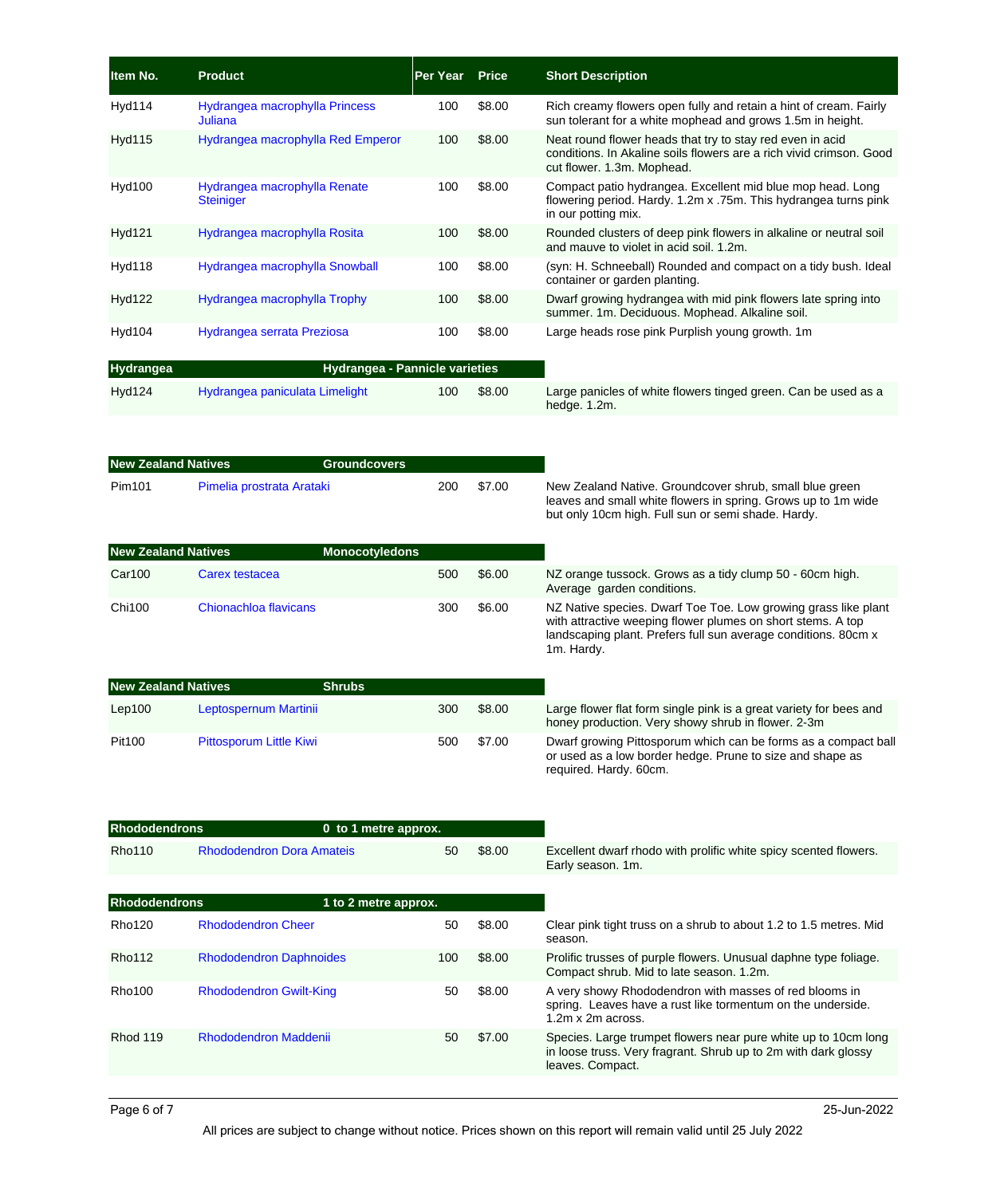| Item No. | Product | Per Year | Price | Short Description |
|---|---|---|---|---|
| Hyd114 | Hydrangea macrophylla Princess Juliana | 100 | $8.00 | Rich creamy flowers open fully and retain a hint of cream. Fairly sun tolerant for a white mophead and grows 1.5m in height. |
| Hyd115 | Hydrangea macrophylla Red Emperor | 100 | $8.00 | Neat round flower heads that try to stay red even in acid conditions. In Akaline soils flowers are a rich vivid crimson. Good cut flower. 1.3m. Mophead. |
| Hyd100 | Hydrangea macrophylla Renate Steiniger | 100 | $8.00 | Compact patio hydrangea. Excellent mid blue mop head. Long flowering period. Hardy. 1.2m x .75m. This hydrangea turns pink in our potting mix. |
| Hyd121 | Hydrangea macrophylla Rosita | 100 | $8.00 | Rounded clusters of deep pink flowers in alkaline or neutral soil and mauve to violet in acid soil. 1.2m. |
| Hyd118 | Hydrangea macrophylla Snowball | 100 | $8.00 | (syn: H. Schneeball) Rounded and compact on a tidy bush. Ideal container or garden planting. |
| Hyd122 | Hydrangea macrophylla Trophy | 100 | $8.00 | Dwarf growing hydrangea with mid pink flowers late spring into summer. 1m. Deciduous. Mophead. Alkaline soil. |
| Hyd104 | Hydrangea serrata Preziosa | 100 | $8.00 | Large heads rose pink Purplish young growth. 1m |

| Hydrangea | Hydrangea - Pannicle varieties | | | |
|---|---|---|---|---|
| Hyd124 | Hydrangea paniculata Limelight | 100 | $8.00 | Large panicles of white flowers tinged green. Can be used as a hedge. 1.2m. |

| New Zealand Natives | Groundcovers | | | |
|---|---|---|---|---|
| Pim101 | Pimelia prostrata Arataki | 200 | $7.00 | New Zealand Native. Groundcover shrub, small blue green leaves and small white flowers in spring. Grows up to 1m wide but only 10cm high. Full sun or semi shade. Hardy. |

| New Zealand Natives | Monocotyledons | | | |
|---|---|---|---|---|
| Car100 | Carex testacea | 500 | $6.00 | NZ orange tussock. Grows as a tidy clump 50 - 60cm high. Average garden conditions. |
| Chi100 | Chionachloa flavicans | 300 | $6.00 | NZ Native species. Dwarf Toe Toe. Low growing grass like plant with attractive weeping flower plumes on short stems. A top landscaping plant. Prefers full sun average conditions. 80cm x 1m. Hardy. |

| New Zealand Natives | Shrubs | | | |
|---|---|---|---|---|
| Lep100 | Leptospernum Martinii | 300 | $8.00 | Large flower flat form single pink is a great variety for bees and honey production. Very showy shrub in flower. 2-3m |
| Pit100 | Pittosporum Little Kiwi | 500 | $7.00 | Dwarf growing Pittosporum which can be forms as a compact ball or used as a low border hedge. Prune to size and shape as required. Hardy. 60cm. |

| Rhododendrons | 0 to 1 metre approx. | | | |
|---|---|---|---|---|
| Rho110 | Rhododendron Dora Amateis | 50 | $8.00 | Excellent dwarf rhodo with prolific white spicy scented flowers. Early season. 1m. |

| Rhododendrons | 1 to 2 metre approx. | | | |
|---|---|---|---|---|
| Rho120 | Rhododendron Cheer | 50 | $8.00 | Clear pink tight truss on a shrub to about 1.2 to 1.5 metres. Mid season. |
| Rho112 | Rhododendron Daphnoides | 100 | $8.00 | Prolific trusses of purple flowers. Unusual daphne type foliage. Compact shrub. Mid to late season. 1.2m. |
| Rho100 | Rhododendron Gwilt-King | 50 | $8.00 | A very showy Rhododendron with masses of red blooms in spring. Leaves have a rust like tormentum on the underside. 1.2m x 2m across. |
| Rhod 119 | Rhododendron Maddenii | 50 | $7.00 | Species. Large trumpet flowers near pure white up to 10cm long in loose truss. Very fragrant. Shrub up to 2m with dark glossy leaves. Compact. |

25-Jun-2022

All prices are subject to change without notice. Prices shown on this report will remain valid until 25 July 2022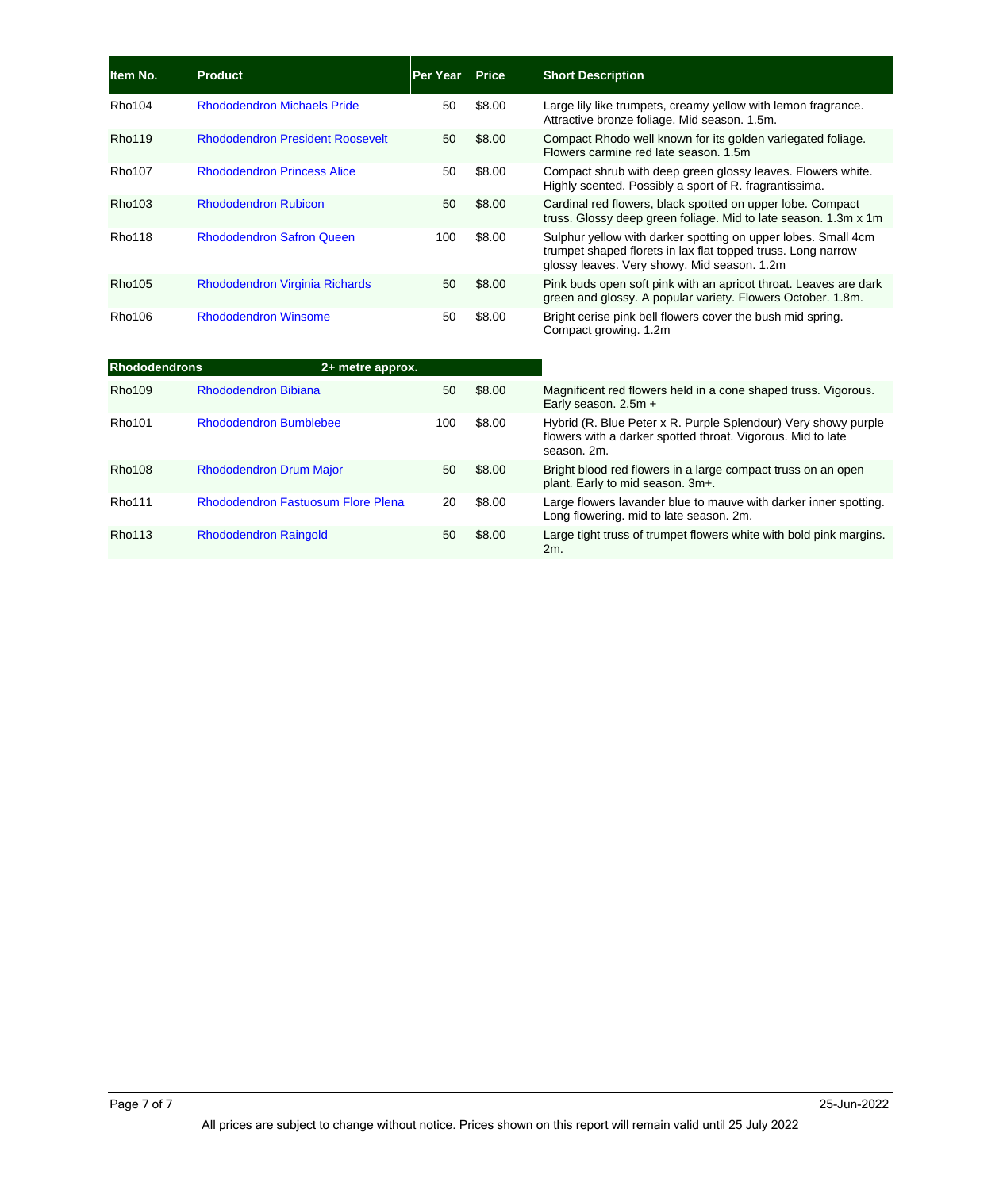| Item No. | Product | Per Year | Price | Short Description |
|---|---|---|---|---|
| Rho104 | Rhododendron Michaels Pride | 50 | $8.00 | Large lily like trumpets, creamy yellow with lemon fragrance. Attractive bronze foliage. Mid season. 1.5m. |
| Rho119 | Rhododendron President Roosevelt | 50 | $8.00 | Compact Rhodo well known for its golden variegated foliage. Flowers carmine red late season. 1.5m |
| Rho107 | Rhododendron Princess Alice | 50 | $8.00 | Compact shrub with deep green glossy leaves. Flowers white. Highly scented. Possibly a sport of R. fragrantissima. |
| Rho103 | Rhododendron Rubicon | 50 | $8.00 | Cardinal red flowers, black spotted on upper lobe. Compact truss. Glossy deep green foliage. Mid to late season. 1.3m x 1m |
| Rho118 | Rhododendron Safron Queen | 100 | $8.00 | Sulphur yellow with darker spotting on upper lobes. Small 4cm trumpet shaped florets in lax flat topped truss. Long narrow glossy leaves. Very showy. Mid season. 1.2m |
| Rho105 | Rhododendron Virginia Richards | 50 | $8.00 | Pink buds open soft pink with an apricot throat. Leaves are dark green and glossy. A popular variety. Flowers October. 1.8m. |
| Rho106 | Rhododendron Winsome | 50 | $8.00 | Bright cerise pink bell flowers cover the bush mid spring. Compact growing. 1.2m |

**Rhododendrons** **2+ metre approx.**

| Item No. | Product | Per Year | Price | Short Description |
|---|---|---|---|---|
| Rho109 | Rhododendron Bibiana | 50 | $8.00 | Magnificent red flowers held in a cone shaped truss. Vigorous. Early season. 2.5m + |
| Rho101 | Rhododendron Bumblebee | 100 | $8.00 | Hybrid (R. Blue Peter x R. Purple Splendour) Very showy purple flowers with a darker spotted throat. Vigorous. Mid to late season. 2m. |
| Rho108 | Rhododendron Drum Major | 50 | $8.00 | Bright blood red flowers in a large compact truss on an open plant. Early to mid season. 3m+. |
| Rho111 | Rhododendron Fastuosum Flore Plena | 20 | $8.00 | Large flowers lavander blue to mauve with darker inner spotting. Long flowering. mid to late season. 2m. |
| Rho113 | Rhododendron Raingold | 50 | $8.00 | Large tight truss of trumpet flowers white with bold pink margins. 2m. |

25-Jun-2022

All prices are subject to change without notice. Prices shown on this report will remain valid until 25 July 2022